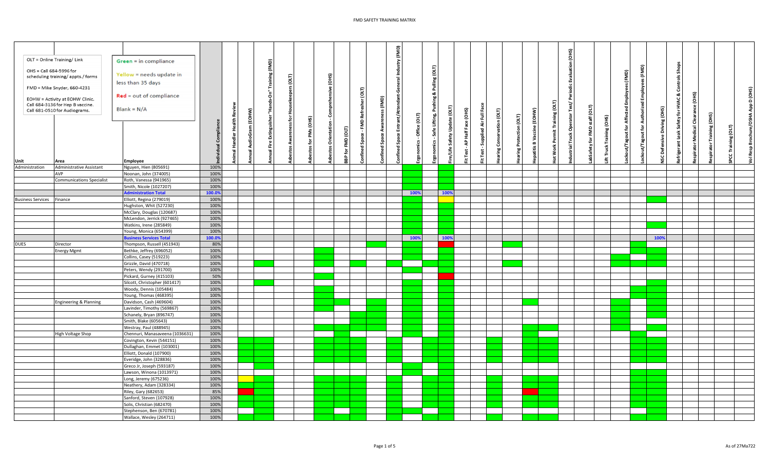# FMD SAFETY TRAINING MATRIX

OLT = Online Training/ Link

OHS = Call 684-5996 for scheduling training/ appts./ forms

FMD = Mike Snyder, 660-4231

EOHW = Activity at EOHW Clinic. Call 684-3136 for Hep B vaccine. Call 681-0510 for Audiograms.

Green = in compliance

Yellow = needs update in less than 35 days

Red = out of compliance

Blank = N/A

| Unit | Area | Employee | Individual Compliance | Animal Handler Health Review | Annual AudioGram (EOHW) | Annual Fire Extinguisher "Hands-On" Training (FMD) | Asbestos Awareness for Housekeepers (OLT) | Asbestos for PMs (OHS) | Asbestos Orientation - Comprehensive (OHS) | BBP for FMD (OLT) | Confined Space - FMD Refresher (OLT) | Confined Space Awareness (FMD) | Confined Space Entrant/Attendant-General Industry (FMD) | Ergonomics - Office (OLT) | Ergonomics - Safe Lifting, Pushing & Pulling (OLT) | Fire/Life Safety Update (OLT) | Fit Test - AP Half Face (OHS) | Fit Test - Supplied Air Full Face | Hearing Conservation (OLT) | Hearing Protection (OLT) | Hepatitis B Vaccine (EOHW) | Hot Work Permit Training (OLT) | Industrial Truck Operator Test/ Periodic Evaluation (OHS) | LabSafety for FMD staff (OLT) | Lift Truck Training (OHS) | Lockout/Tagout for Affected Employees (FMD) | Lockout/Tagout for Authorized Employees (FMD) | NSC Defensive Driving (OHS) | Refrigerant Leak Safety for HVAC & Controls Shops | Respirator Medical Clearance (OHS) | Respirator Training (OHS) | SPCC Training (OLT) | Vol Resp Brochure/OSHA App D (OHS) |
|---|---|---|---|---|---|---|---|---|---|---|---|---|---|---|---|---|---|---|---|---|---|---|---|---|---|---|---|---|---|---|---|---|---|
| Administration | Administrative Assistant | Nguyen, Hien (805691) | 100% | | | | | | | | | | | | | | | | | | | | | | | | | | | | | | |
| | AVP | Noonan, John (374005) | 100% | | | | | | | | | | | | | | | | | | | | | | | | | | | | | | |
| | Communications Specialist | Roth, Vanessa (941965) | 100% | | | | | | | | | | | | | | | | | | | | | | | | | | | | | | |
| | | Smith, Nicole (1027207) | 100% | | | | | | | | | | | | | | | | | | | | | | | | | | | | | | |
| | | **Administration Total** | 100.0% | | | | | | | | | | | 100% | | 100% | | | | | | | | | | | | | | | | | |
| Business Services | Finance | Elliott, Regina (279019) | 100% | | | | | | | | | | | | | | | | | | | | | | | | | | | | | | |
| | | Hughston, Whit (527230) | 100% | | | | | | | | | | | | | | | | | | | | | | | | | | | | | | |
| | | McClary, Douglas (120687) | 100% | | | | | | | | | | | | | | | | | | | | | | | | | | | | | | |
| | | McLendon, Jerrick (927465) | 100% | | | | | | | | | | | | | | | | | | | | | | | | | | | | | | |
| | | Watkins, Irene (285849) | 100% | | | | | | | | | | | | | | | | | | | | | | | | | | | | | | |
| | | Young, Monica (654399) | 100% | | | | | | | | | | | | | | | | | | | | | | | | | | | | | | |
| | | **Business Services Total** | 100.0% | | | | | | | | | | | 100% | | 100% | | | | | | | | | | | | 100% | | | | | |
| DUES | Director | Thompson, Russell (451943) | 80% | | | | | | | | | | | | | | | | | | | | | | | | | | | | | | |
| | Energy Mgmt | Bethke, Jeffrey (696052) | 100% | | | | | | | | | | | | | | | | | | | | | | | | | | | | | | |
| | | Collins, Casey (519223) | 100% | | | | | | | | | | | | | | | | | | | | | | | | | | | | | | |
| | | Grizzle, David (470718) | 100% | | | | | | | | | | | | | | | | | | | | | | | | | | | | | | |
| | | Peters, Wendy (291700) | 100% | | | | | | | | | | | | | | | | | | | | | | | | | | | | | | |
| | | Pickard, Gurney (415103) | 50% | | | | | | | | | | | | | | | | | | | | | | | | | | | | | | |
| | | Silcott, Christopher (601417) | 100% | | | | | | | | | | | | | | | | | | | | | | | | | | | | | | |
| | | Woody, Dennis (105484) | 100% | | | | | | | | | | | | | | | | | | | | | | | | | | | | | | |
| | | Young, Thomas (468395) | 100% | | | | | | | | | | | | | | | | | | | | | | | | | | | | | | |
| | Engineering & Planning | Davidson, Cash (469604) | 100% | | | | | | | | | | | | | | | | | | | | | | | | | | | | | | |
| | | Lavinder, Timothy (569867) | 100% | | | | | | | | | | | | | | | | | | | | | | | | | | | | | | |
| | | Schanely, Bryan (896747) | 100% | | | | | | | | | | | | | | | | | | | | | | | | | | | | | | |
| | | Smith, Blake (605643) | 100% | | | | | | | | | | | | | | | | | | | | | | | | | | | | | | |
| | | Westray, Paul (488945) | 100% | | | | | | | | | | | | | | | | | | | | | | | | | | | | | | |
| | High Voltage Shop | Chennuri, Manasaveena (1036631) | 100% | | | | | | | | | | | | | | | | | | | | | | | | | | | | | | |
| | | Covington, Kevin (544151) | 100% | | | | | | | | | | | | | | | | | | | | | | | | | | | | | | |
| | | Dullaghan, Emmet (103001) | 100% | | | | | | | | | | | | | | | | | | | | | | | | | | | | | | |
| | | Elliott, Donald (107900) | 100% | | | | | | | | | | | | | | | | | | | | | | | | | | | | | | |
| | | Everidge, John (328836) | 100% | | | | | | | | | | | | | | | | | | | | | | | | | | | | | | |
| | | Greco Jr, Joseph (593187) | 100% | | | | | | | | | | | | | | | | | | | | | | | | | | | | | | |
| | | Lawson, Winona (1013971) | 100% | | | | | | | | | | | | | | | | | | | | | | | | | | | | | | |
| | | Long, Jeremy (675236) | 100% | | | | | | | | | | | | | | | | | | | | | | | | | | | | | | |
| | | Neathery, Adam (328334) | 100% | | | | | | | | | | | | | | | | | | | | | | | | | | | | | | |
| | | Riley, Gary (682653) | 85% | | | | | | | | | | | | | | | | | | | | | | | | | | | | | | |
| | | Sanford, Steven (107928) | 100% | | | | | | | | | | | | | | | | | | | | | | | | | | | | | | |
| | | Solis, Christian (682470) | 100% | | | | | | | | | | | | | | | | | | | | | | | | | | | | | | |
| | | Stephenson, Ben (670781) | 100% | | | | | | | | | | | | | | | | | | | | | | | | | | | | | | |
| | | Wallace, Wesley (264711) | 100% | | | | | | | | | | | | | | | | | | | | | | | | | | | | | | |

As of 27Ma722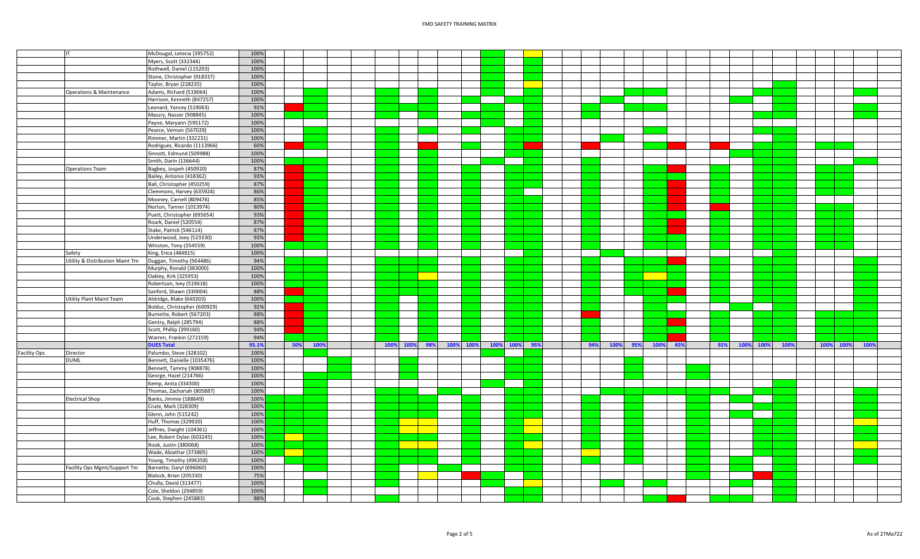# FMD SAFETY TRAINING MATRIX

| | | | |
|---|---|---|---|
| | IT | McDougal, Letecia (395752) | 100% |
| | | Myers, Scott (332344) | 100% |
| | | Rothwell, Daniel (115203) | 100% |
| | | Stone, Christopher (918337) | 100% |
| | | Taylor, Bryan (228235) | 100% |
| | Operations & Maintenance | Adams, Richard (519064) | 100% |
| | | Harrison, Kenneth (847257) | 100% |
| | | Leonard, Yancey (519063) | 92% |
| | | Massry, Nasser (908845) | 100% |
| | | Payne, Maryann (595172) | 100% |
| | | Pearce, Vernon (567029) | 100% |
| | | Rimmer, Martin (332231) | 100% |
| | | Rodriguez, Ricardo (1113966) | 60% |
| | | Sinnott, Edmund (509988) | 100% |
| | | Smith, Darin (136644) | 100% |
| | Operations Team | Bagbey, Jospeh (450920) | 87% |
| | | Bailey, Antonio (418362) | 93% |
| | | Ball, Christopher (450259) | 87% |
| | | Clemmons, Harvey (635924) | 86% |
| | | Mooney, Carnell (809476) | 85% |
| | | Norton, Tanner (1013974) | 80% |
| | | Puett, Christopher (695654) | 93% |
| | | Roark, Daniel (520554) | 87% |
| | | Stake, Patrick (546114) | 87% |
| | | Underwood, Joey (523330) | 93% |
| | | Winston, Tony (354559) | 100% |
| | Safety | King, Erica (484815) | 100% |
| | Utility & Distribution Maint Tm | Duggan, Timothy (564486) | 94% |
| | | Murphy, Ronald (383000) | 100% |
| | | Oakley, Kirk (325953) | 100% |
| | | Robertson, Ivey (519618) | 100% |
| | | Sanford, Shawn (330004) | 88% |
| | Utility Plant Maint Team | Aldridge, Blake (640203) | 100% |
| | | Bolduc, Christopher (600929) | 92% |
| | | Burnette, Robert (567203) | 88% |
| | | Gentry, Ralph (285794) | 88% |
| | | Scott, Phillip (399160) | 94% |
| | | Warren, Frankin (272159) | 94% |
| | | **DUES Total** | **95.1%** |
| Facility Ops | Director | Palumbo, Steve (328102) | 100% |
| | DUML | Bennett, Danielle (1035476) | 100% |
| | | Bennett, Tammy (908878) | 100% |
| | | George, Hazel (214766) | 100% |
| | | Kemp, Anita (334300) | 100% |
| | | Thomas, Zachariah (805887) | 100% |
| | Electrical Shop | Banks, Jimmie (188649) | 100% |
| | | Crute, Mark (328309) | 100% |
| | | Glenn, John (515242) | 100% |
| | | Huff, Thomas (329920) | 100% |
| | | Jeffries, Dwight (104361) | 100% |
| | | Lee, Robert Dylan (603245) | 100% |
| | | Rook, Justin (380068) | 100% |
| | | Wade, Abiathar (373805) | 100% |
| | | Young, Timothy (496358) | 100% |
| | Facility Ops Mgmt/Support Tm | Barnette, Daryl (696060) | 100% |
| | | Blalock, Brian (205330) | 75% |
| | | Chulla, David (313477) | 100% |
| | | Cole, Sheldon (294859) | 100% |
| | | Cook, Stephen (245883) | 88% |

DUES Total course completion percentages: 50%, 100%, 100%, 100%, 98%, 100%, 100%, 100%, 100%, 95%, 94%, 100%, 95%, 100%, 45%, 91%, 100%, 100%, 100%, 100%, 100%, 100%

As of 27Ma722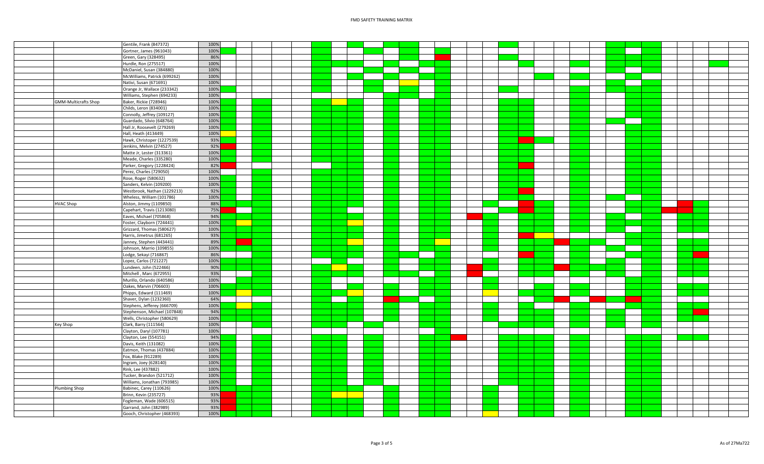# FMD SAFETY TRAINING MATRIX

| Shop | Name | % |
|---|---|---|
| | Gentile, Frank (847372) | 100% |
| | Gortner, James (961043) | 100% |
| | Green, Gary (328495) | 86% |
| | Hurdle, Ron (275517) | 100% |
| | McDaniel, Susan (384880) | 100% |
| | McWilliams, Patrick (699262) | 100% |
| | Nativi, Susan (671691) | 100% |
| | Orange Jr, Wallace (233342) | 100% |
| | Williams, Stephen (694233) | 100% |
| GMM-Multicrafts Shop | Baker, Rickie (728946) | 100% |
| | Childs, Leron (834001) | 100% |
| | Connolly, Jeffrey (109127) | 100% |
| | Guardado, Silvio (648764) | 100% |
| | Hall Jr, Roosevelt (279269) | 100% |
| | Hall, Heath (413449) | 100% |
| | Hawk, Christoper (1227539) | 93% |
| | Jenkins, Melvin (274527) | 92% |
| | Matte Jr, Lester (313361) | 100% |
| | Meade, Charles (335280) | 100% |
| | Parker, Gregory (1228424) | 82% |
| | Perez, Charles (729050) | 100% |
| | Rose, Roger (580632) | 100% |
| | Sanders, Kelvin (109200) | 100% |
| | Westbrook, Nathan (1229213) | 92% |
| | Wheless, William (101786) | 100% |
| HVAC Shop | Alston, Jimmy (1109850) | 88% |
| | Capehart, Travis (1213080) | 75% |
| | Eaves, Michael (705868) | 94% |
| | Foster, Clayborn (724441) | 100% |
| | Grizzard, Thomas (580627) | 100% |
| | Harris, Jimetrus (681265) | 93% |
| | Janney, Stephen (443441) | 89% |
| | Johnson, Marrio (109855) | 100% |
| | Lodge, Sekayi (716867) | 86% |
| | Lopez, Carlos (721227) | 100% |
| | Lundeen, John (522466) | 90% |
| | Mitchell , Marc (672955) | 93% |
| | Murillo, Orlando (640586) | 100% |
| | Oakes, Marvin (706603) | 100% |
| | Phipps, Edward (111469) | 100% |
| | Shaver, Dylan (1232360) | 64% |
| | Stephens, Jefferey (666709) | 100% |
| | Stephenson, Michael (107848) | 94% |
| | Wells, Christopher (580629) | 100% |
| Key Shop | Clark, Barry (111564) | 100% |
| | Clayton, Daryl (107781) | 100% |
| | Clayton, Lee (554151) | 94% |
| | Davis, Keith (131082) | 100% |
| | Eatmon, Thomas (437884) | 100% |
| | Fox, Blake (912289) | 100% |
| | Ingram, Joey (628140) | 100% |
| | Rink, Lee (437882) | 100% |
| | Tucker, Brandon (521712) | 100% |
| | Williams, Jonathan (793985) | 100% |
| Plumbing Shop | Babinec, Carey (110626) | 100% |
| | Brinn, Kevin (235727) | 93% |
| | Fogleman, Wade (606515) | 93% |
| | Garrand, John (382989) | 93% |
| | Gooch, Christopher (468393) | 100% |

As of 27Ma722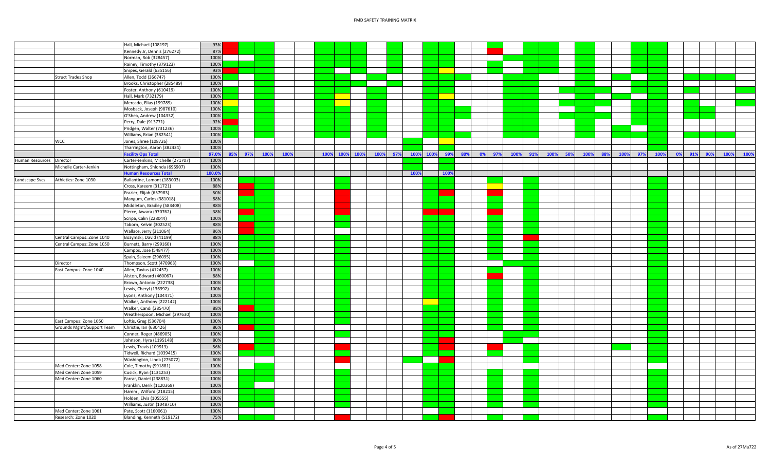# FMD SAFETY TRAINING MATRIX

| | | | | | | | | | | | | | | | | | | | | | | | | | | | | | | | | | |
|---|---|---|---|---|---|---|---|---|---|---|---|---|---|---|---|---|---|---|---|---|---|---|---|---|---|---|---|---|---|---|---|---|---|
| | | Hall, Michael (108197) | 93% | | | | | | | | | | | | | | | | | | | | | | | | | | | | | | |
| | | Kennedy Jr, Dennis (276272) | 87% | | | | | | | | | | | | | | | | | | | | | | | | | | | | | | |
| | | Norman, Rob (328457) | 100% | | | | | | | | | | | | | | | | | | | | | | | | | | | | | | |
| | | Rainey, Timothy (379123) | 100% | | | | | | | | | | | | | | | | | | | | | | | | | | | | | | |
| | | Snipes, Gerald (635156) | 93% | | | | | | | | | | | | | | | | | | | | | | | | | | | | | | |
| | Struct Trades Shop | Allen, Todd (366747) | 100% | | | | | | | | | | | | | | | | | | | | | | | | | | | | | | |
| | | Brooks, Christopher (285489) | 100% | | | | | | | | | | | | | | | | | | | | | | | | | | | | | | |
| | | Foster, Anthony (610419) | 100% | | | | | | | | | | | | | | | | | | | | | | | | | | | | | | |
| | | Hall, Mark (732179) | 100% | | | | | | | | | | | | | | | | | | | | | | | | | | | | | | |
| | | Mercado, Elias (199789) | 100% | | | | | | | | | | | | | | | | | | | | | | | | | | | | | | |
| | | Mosback, Joseph (987610) | 100% | | | | | | | | | | | | | | | | | | | | | | | | | | | | | | |
| | | O'Shea, Andrew (104332) | 100% | | | | | | | | | | | | | | | | | | | | | | | | | | | | | | |
| | | Perry, Dale (913771) | 92% | | | | | | | | | | | | | | | | | | | | | | | | | | | | | | |
| | | Pridgen, Walter (731236) | 100% | | | | | | | | | | | | | | | | | | | | | | | | | | | | | | |
| | | Williams, Brian (382541) | 100% | | | | | | | | | | | | | | | | | | | | | | | | | | | | | | |
| | WCC | Jones, Shree (108726) | 100% | | | | | | | | | | | | | | | | | | | | | | | | | | | | | | |
| | | Tharrington, Aaron (382434) | 100% | | | | | | | | | | | | | | | | | | | | | | | | | | | | | | |
| | | **Facility Ops Total** | **97.0%** | **85%** | **97%** | **100%** | **100%** | | **100%** | **100%** | **100%** | **100%** | **97%** | **100%** | **100%** | **99%** | **80%** | **0%** | **97%** | **100%** | **91%** | **100%** | **50%** | **100%** | **88%** | **100%** | **97%** | **100%** | **0%** | **91%** | **90%** | **100%** | **100%** |
| Human Resources | Director | Carter-Jenkins, Michelle (271707) | 100% | | | | | | | | | | | | | | | | | | | | | | | | | | | | | | |
| | Michelle Carter-Jenkin | Nottingham, Shlonda (696907) | 100% | | | | | | | | | | | | | | | | | | | | | | | | | | | | | | |
| | | **Human Resources Total** | **100.0%** | | | | | | | | | | | **100%** | | **100%** | | | | | | | | | | | | | | | | | |
| Landscape Svcs | Athletics: Zone 1030 | Ballantine, Lamont (183003) | 100% | | | | | | | | | | | | | | | | | | | | | | | | | | | | | | |
| | | Cross, Kareem (311721) | 88% | | | | | | | | | | | | | | | | | | | | | | | | | | | | | | |
| | | Frazier, Elijah (657983) | 50% | | | | | | | | | | | | | | | | | | | | | | | | | | | | | | |
| | | Mangum, Carlos (381018) | 88% | | | | | | | | | | | | | | | | | | | | | | | | | | | | | | |
| | | Middleton, Bradley (583408) | 88% | | | | | | | | | | | | | | | | | | | | | | | | | | | | | | |
| | | Pierce, Jawara (970762) | 38% | | | | | | | | | | | | | | | | | | | | | | | | | | | | | | |
| | | Scripa, Calin (228044) | 100% | | | | | | | | | | | | | | | | | | | | | | | | | | | | | | |
| | | Taborn, Kelvin (302523) | 88% | | | | | | | | | | | | | | | | | | | | | | | | | | | | | | |
| | | Wallace, Jerry (311064) | 86% | | | | | | | | | | | | | | | | | | | | | | | | | | | | | | |
| | Central Campus: Zone 1040 | Bozymski, David (41199) | 88% | | | | | | | | | | | | | | | | | | | | | | | | | | | | | | |
| | Central Campus: Zone 1050 | Burnett, Barry (299160) | 100% | | | | | | | | | | | | | | | | | | | | | | | | | | | | | | |
| | | Campos, Jose (548477) | 100% | | | | | | | | | | | | | | | | | | | | | | | | | | | | | | |
| | | Spain, Saleem (296095) | 100% | | | | | | | | | | | | | | | | | | | | | | | | | | | | | | |
| | Director | Thompson, Scott (470963) | 100% | | | | | | | | | | | | | | | | | | | | | | | | | | | | | | |
| | East Campus: Zone 1040 | Allen, Tavius (412457) | 100% | | | | | | | | | | | | | | | | | | | | | | | | | | | | | | |
| | | Alston, Edward (460067) | 88% | | | | | | | | | | | | | | | | | | | | | | | | | | | | | | |
| | | Brown, Antonio (222738) | 100% | | | | | | | | | | | | | | | | | | | | | | | | | | | | | | |
| | | Lewis, Cheryl (136992) | 100% | | | | | | | | | | | | | | | | | | | | | | | | | | | | | | |
| | | Lyons, Anthony (104471) | 100% | | | | | | | | | | | | | | | | | | | | | | | | | | | | | | |
| | | Walker, Anthony (222142) | 100% | | | | | | | | | | | | | | | | | | | | | | | | | | | | | | |
| | | Walker, Candi (285470) | 88% | | | | | | | | | | | | | | | | | | | | | | | | | | | | | | |
| | | Weatherspoon, Michael (297630) | 100% | | | | | | | | | | | | | | | | | | | | | | | | | | | | | | |
| | East Campus: Zone 1050 | Loftis, Greg (536704) | 100% | | | | | | | | | | | | | | | | | | | | | | | | | | | | | | |
| | Grounds Mgmt/Support Team | Christie, Ian (630426) | 86% | | | | | | | | | | | | | | | | | | | | | | | | | | | | | | |
| | | Conner, Roger (486905) | 100% | | | | | | | | | | | | | | | | | | | | | | | | | | | | | | |
| | | Johnson, Hyra (1195148) | 80% | | | | | | | | | | | | | | | | | | | | | | | | | | | | | | |
| | | Lewis, Travis (109913) | 56% | | | | | | | | | | | | | | | | | | | | | | | | | | | | | | |
| | | Tidwell, Richard (1039415) | 100% | | | | | | | | | | | | | | | | | | | | | | | | | | | | | | |
| | | Washington, Linda (275072) | 60% | | | | | | | | | | | | | | | | | | | | | | | | | | | | | | |
| | Med Center: Zone 1058 | Cole, Timothy (991881) | 100% | | | | | | | | | | | | | | | | | | | | | | | | | | | | | | |
| | Med Center: Zone 1059 | Cusick, Ryan (1131253) | 100% | | | | | | | | | | | | | | | | | | | | | | | | | | | | | | |
| | Med Center: Zone 1060 | Farrar, Daniel (238831) | 100% | | | | | | | | | | | | | | | | | | | | | | | | | | | | | | |
| | | Franklin, Derik (1120369) | 100% | | | | | | | | | | | | | | | | | | | | | | | | | | | | | | |
| | | Hamm , Wilford (218215) | 100% | | | | | | | | | | | | | | | | | | | | | | | | | | | | | | |
| | | Holden, Elvis (105555) | 100% | | | | | | | | | | | | | | | | | | | | | | | | | | | | | | |
| | | Williams, Justin (1048710) | 100% | | | | | | | | | | | | | | | | | | | | | | | | | | | | | | |
| | Med Center: Zone 1061 | Pate, Scott (1160061) | 100% | | | | | | | | | | | | | | | | | | | | | | | | | | | | | | |
| | Research: Zone 1020 | Blanding, Kenneth (519172) | 75% | | | | | | | | | | | | | | | | | | | | | | | | | | | | | | |

As of 27Ma722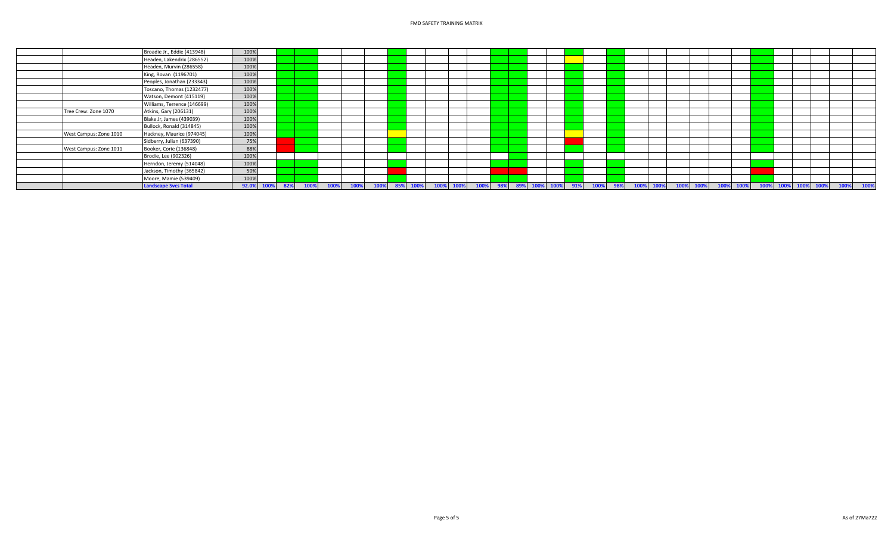| | | | | | | | | | | | | | | | | | | | | | | | | | | | | | | | | | |
|---|---|---|---|---|---|---|---|---|---|---|---|---|---|---|---|---|---|---|---|---|---|---|---|---|---|---|---|---|---|---|---|---|---|
| | | Broadie Jr., Eddie (413948) | 100% | | | | | | | | | | | | | | | | | | | | | | | | | | | | | | |
| | | Headen, Lakendrix (286552) | 100% | | | | | | | | | | | | | | | | | | | | | | | | | | | | | | |
| | | Headen, Murvin (286558) | 100% | | | | | | | | | | | | | | | | | | | | | | | | | | | | | | |
| | | King, Rovan (1196701) | 100% | | | | | | | | | | | | | | | | | | | | | | | | | | | | | | |
| | | Peoples, Jonathan (233343) | 100% | | | | | | | | | | | | | | | | | | | | | | | | | | | | | | |
| | | Toscano, Thomas (1232477) | 100% | | | | | | | | | | | | | | | | | | | | | | | | | | | | | | |
| | | Watson, Demont (415119) | 100% | | | | | | | | | | | | | | | | | | | | | | | | | | | | | | |
| | | Williams, Terrence (146699) | 100% | | | | | | | | | | | | | | | | | | | | | | | | | | | | | | |
| | Tree Crew: Zone 1070 | Atkins, Gary (206131) | 100% | | | | | | | | | | | | | | | | | | | | | | | | | | | | | | |
| | | Blake Jr, James (439039) | 100% | | | | | | | | | | | | | | | | | | | | | | | | | | | | | | |
| | | Bullock, Ronald (314845) | 100% | | | | | | | | | | | | | | | | | | | | | | | | | | | | | | |
| | West Campus: Zone 1010 | Hackney, Maurice (974045) | 100% | | | | | | | | | | | | | | | | | | | | | | | | | | | | | | |
| | | Sidberry, Julian (637390) | 75% | | | | | | | | | | | | | | | | | | | | | | | | | | | | | | |
| | West Campus: Zone 1011 | Booker, Corie (136848) | 88% | | | | | | | | | | | | | | | | | | | | | | | | | | | | | | |
| | | Brodie, Lee (902326) | 100% | | | | | | | | | | | | | | | | | | | | | | | | | | | | | | |
| | | Herndon, Jeremy (514048) | 100% | | | | | | | | | | | | | | | | | | | | | | | | | | | | | | |
| | | Jackson, Timothy (365842) | 50% | | | | | | | | | | | | | | | | | | | | | | | | | | | | | | |
| | | Moore, Mamie (539409) | 100% | | | | | | | | | | | | | | | | | | | | | | | | | | | | | | |
| | | **Landscape Svcs Total** | **92.0%** | **100%** | **82%** | **100%** | **100%** | **100%** | **100%** | **85%** | **100%** | **100%** | **100%** | **100%** | **98%** | **89%** | **100%** | **100%** | **91%** | **100%** | **98%** | **100%** | **100%** | **100%** | **100%** | **100%** | **100%** | **100%** | **100%** | **100%** | **100%** | **100%** | **100%** |